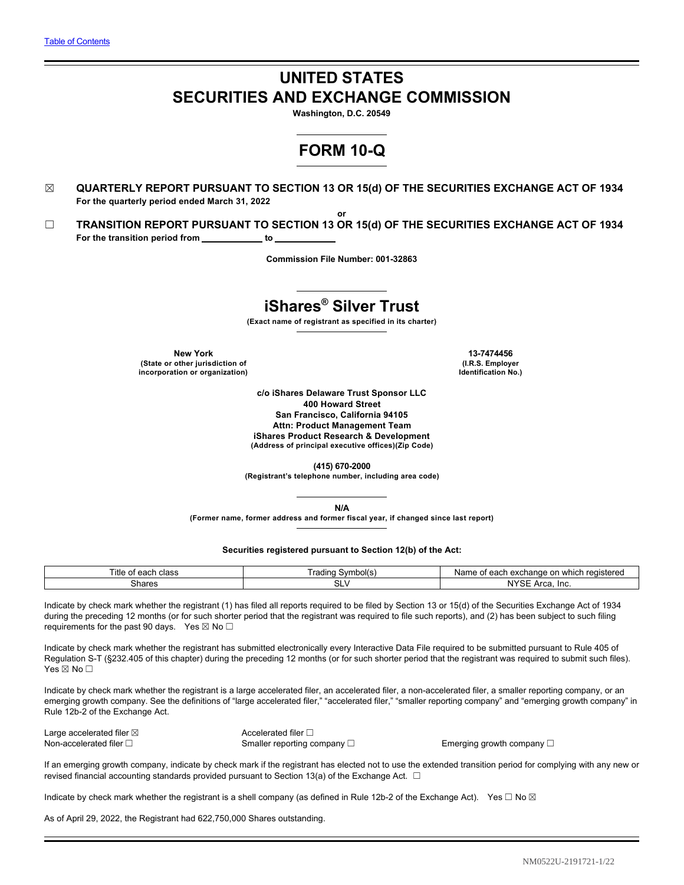[Table of Contents]

# UNITED STATES
# SECURITIES AND EXCHANGE COMMISSION

**Washington, D.C. 20549**

# FORM 10-Q

☒ **QUARTERLY REPORT PURSUANT TO SECTION 13 OR 15(d) OF THE SECURITIES EXCHANGE ACT OF 1934**
**For the quarterly period ended March 31, 2022**

**or**

☐ **TRANSITION REPORT PURSUANT TO SECTION 13 OR 15(d) OF THE SECURITIES EXCHANGE ACT OF 1934**
**For the transition period from \_\_\_\_\_\_\_\_\_\_\_\_ to \_\_\_\_\_\_\_\_\_\_\_\_**

**Commission File Number: 001-32863**

# iShares® Silver Trust

**(Exact name of registrant as specified in its charter)**

| **New York** | **13-7474456** |
|---|---|
| **(State or other jurisdiction of incorporation or organization)** | **(I.R.S. Employer Identification No.)** |

**c/o iShares Delaware Trust Sponsor LLC**
**400 Howard Street**
**San Francisco, California 94105**
**Attn: Product Management Team**
**iShares Product Research & Development**
**(Address of principal executive offices)(Zip Code)**

**(415) 670-2000**
**(Registrant's telephone number, including area code)**

**N/A**
**(Former name, former address and former fiscal year, if changed since last report)**

**Securities registered pursuant to Section 12(b) of the Act:**

| Title of each class | Trading Symbol(s) | Name of each exchange on which registered |
|---|---|---|
| Shares | SLV | NYSE Arca, Inc. |

Indicate by check mark whether the registrant (1) has filed all reports required to be filed by Section 13 or 15(d) of the Securities Exchange Act of 1934 during the preceding 12 months (or for such shorter period that the registrant was required to file such reports), and (2) has been subject to such filing requirements for the past 90 days. Yes ☒ No ☐

Indicate by check mark whether the registrant has submitted electronically every Interactive Data File required to be submitted pursuant to Rule 405 of Regulation S-T (§232.405 of this chapter) during the preceding 12 months (or for such shorter period that the registrant was required to submit such files). Yes ☒ No ☐

Indicate by check mark whether the registrant is a large accelerated filer, an accelerated filer, a non-accelerated filer, a smaller reporting company, or an emerging growth company. See the definitions of "large accelerated filer," "accelerated filer," "smaller reporting company" and "emerging growth company" in Rule 12b-2 of the Exchange Act.

| | | |
|---|---|---|
| Large accelerated filer ☒ | Accelerated filer ☐ | |
| Non-accelerated filer ☐ | Smaller reporting company ☐ | Emerging growth company ☐ |

If an emerging growth company, indicate by check mark if the registrant has elected not to use the extended transition period for complying with any new or revised financial accounting standards provided pursuant to Section 13(a) of the Exchange Act. ☐

Indicate by check mark whether the registrant is a shell company (as defined in Rule 12b-2 of the Exchange Act). Yes ☐ No ☒

As of April 29, 2022, the Registrant had 622,750,000 Shares outstanding.

NM0522U-2191721-1/22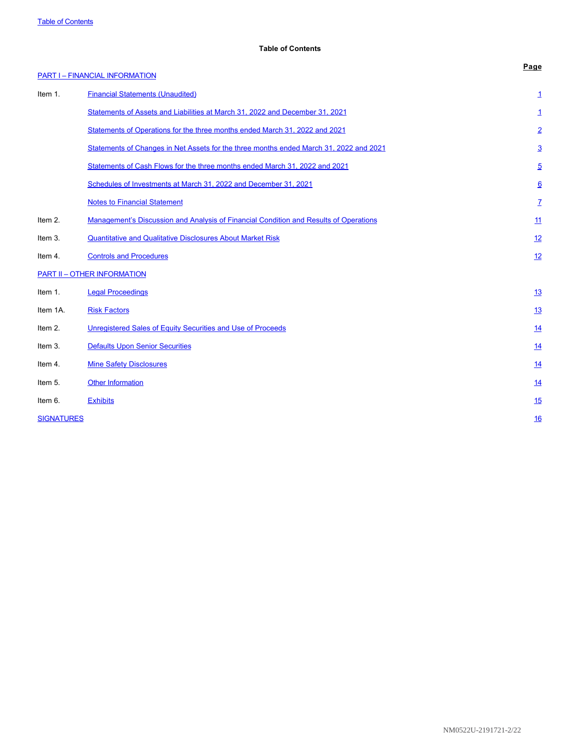## Table of Contents

| | | Page |
|---|---|---|
| PART I – FINANCIAL INFORMATION | | |
| Item 1. | Financial Statements (Unaudited) | 1 |
| | Statements of Assets and Liabilities at March 31, 2022 and December 31, 2021 | 1 |
| | Statements of Operations for the three months ended March 31, 2022 and 2021 | 2 |
| | Statements of Changes in Net Assets for the three months ended March 31, 2022 and 2021 | 3 |
| | Statements of Cash Flows for the three months ended March 31, 2022 and 2021 | 5 |
| | Schedules of Investments at March 31, 2022 and December 31, 2021 | 6 |
| | Notes to Financial Statement | 7 |
| Item 2. | Management's Discussion and Analysis of Financial Condition and Results of Operations | 11 |
| Item 3. | Quantitative and Qualitative Disclosures About Market Risk | 12 |
| Item 4. | Controls and Procedures | 12 |
| PART II – OTHER INFORMATION | | |
| Item 1. | Legal Proceedings | 13 |
| Item 1A. | Risk Factors | 13 |
| Item 2. | Unregistered Sales of Equity Securities and Use of Proceeds | 14 |
| Item 3. | Defaults Upon Senior Securities | 14 |
| Item 4. | Mine Safety Disclosures | 14 |
| Item 5. | Other Information | 14 |
| Item 6. | Exhibits | 15 |
| SIGNATURES | | 16 |

NM0522U-2191721-2/22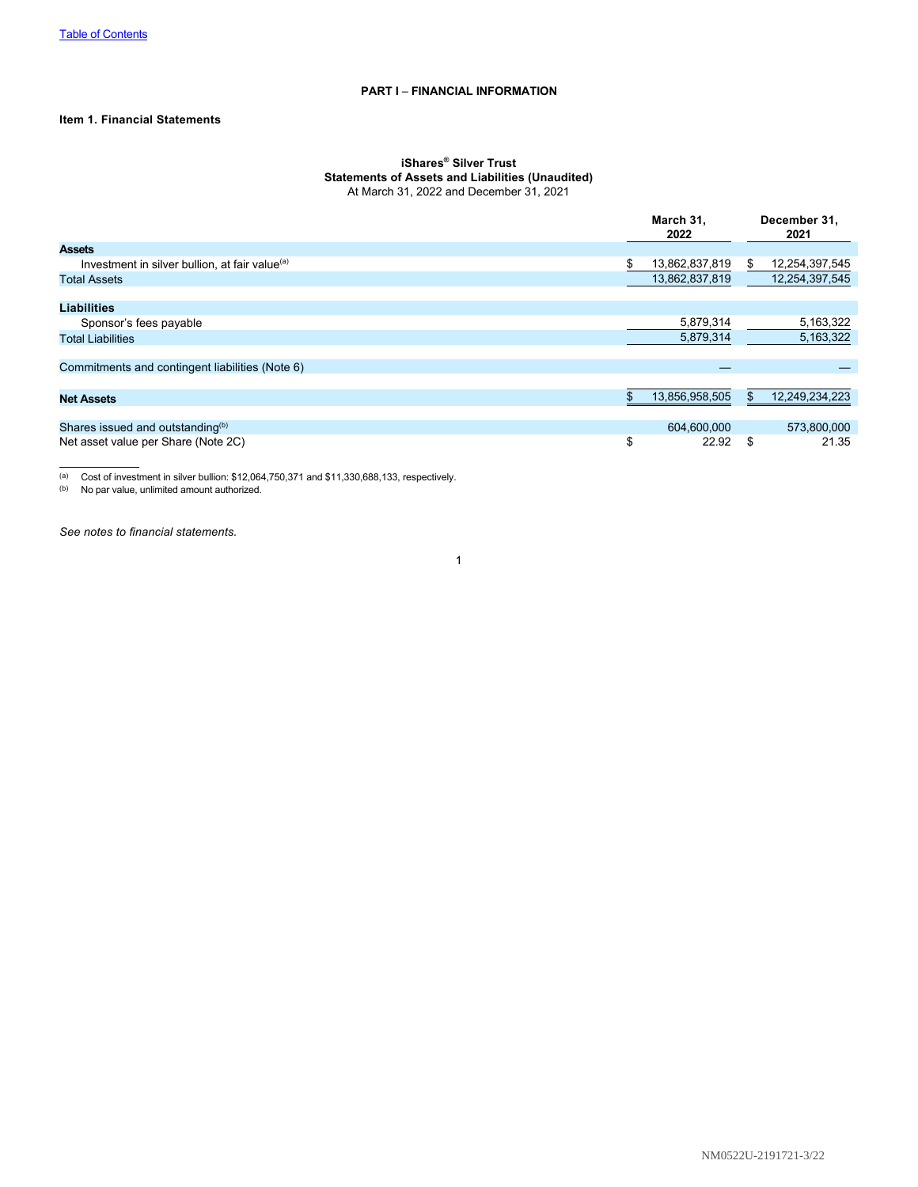# PART I – FINANCIAL INFORMATION

## Item 1. Financial Statements

### iShares® Silver Trust
### Statements of Assets and Liabilities (Unaudited)
At March 31, 2022 and December 31, 2021

| | March 31, 2022 | December 31, 2021 |
|---|---|---|
| **Assets** | | |
| Investment in silver bullion, at fair value[(a)] | $ 13,862,837,819 | $ 12,254,397,545 |
| Total Assets | 13,862,837,819 | 12,254,397,545 |
| **Liabilities** | | |
| Sponsor's fees payable | 5,879,314 | 5,163,322 |
| Total Liabilities | 5,879,314 | 5,163,322 |
| Commitments and contingent liabilities (Note 6) | — | — |
| **Net Assets** | $ 13,856,958,505 | $ 12,249,234,223 |
| Shares issued and outstanding[(b)] | 604,600,000 | 573,800,000 |
| Net asset value per Share (Note 2C) | $ 22.92 | $ 21.35 |

(a) Cost of investment in silver bullion: $12,064,750,371 and $11,330,688,133, respectively.
(b) No par value, unlimited amount authorized.

*See notes to financial statements.*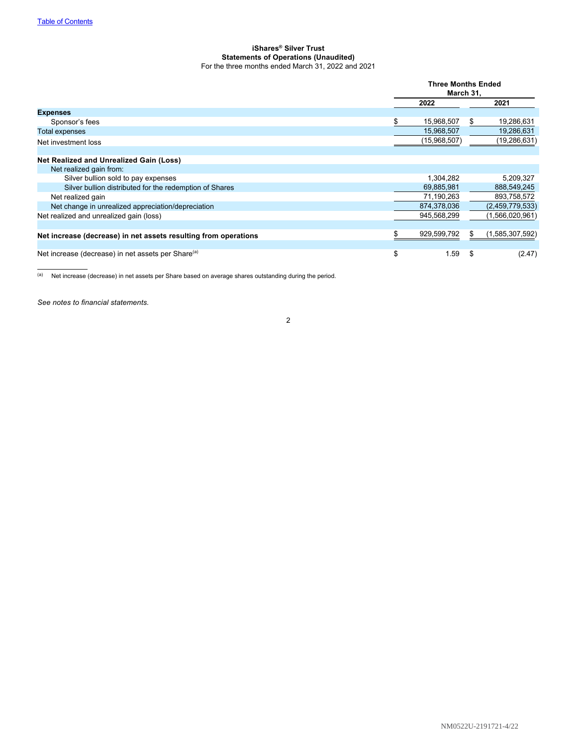[Table of Contents]

**iShares® Silver Trust**
**Statements of Operations (Unaudited)**
For the three months ended March 31, 2022 and 2021

| | Three Months Ended March 31, | |
|---|---|---|
| | **2022** | **2021** |
| **Expenses** | | |
| Sponsor's fees | $ 15,968,507 | $ 19,286,631 |
| Total expenses | 15,968,507 | 19,286,631 |
| Net investment loss | (15,968,507) | (19,286,631) |
| | | |
| **Net Realized and Unrealized Gain (Loss)** | | |
| Net realized gain from: | | |
| Silver bullion sold to pay expenses | 1,304,282 | 5,209,327 |
| Silver bullion distributed for the redemption of Shares | 69,885,981 | 888,549,245 |
| Net realized gain | 71,190,263 | 893,758,572 |
| Net change in unrealized appreciation/depreciation | 874,378,036 | (2,459,779,533) |
| Net realized and unrealized gain (loss) | 945,568,299 | (1,566,020,961) |
| | | |
| **Net increase (decrease) in net assets resulting from operations** | $ 929,599,792 | $ (1,585,307,592) |
| | | |
| Net increase (decrease) in net assets per Share[(a)] | $ 1.59 | $ (2.47) |

(a) Net increase (decrease) in net assets per Share based on average shares outstanding during the period.

*See notes to financial statements.*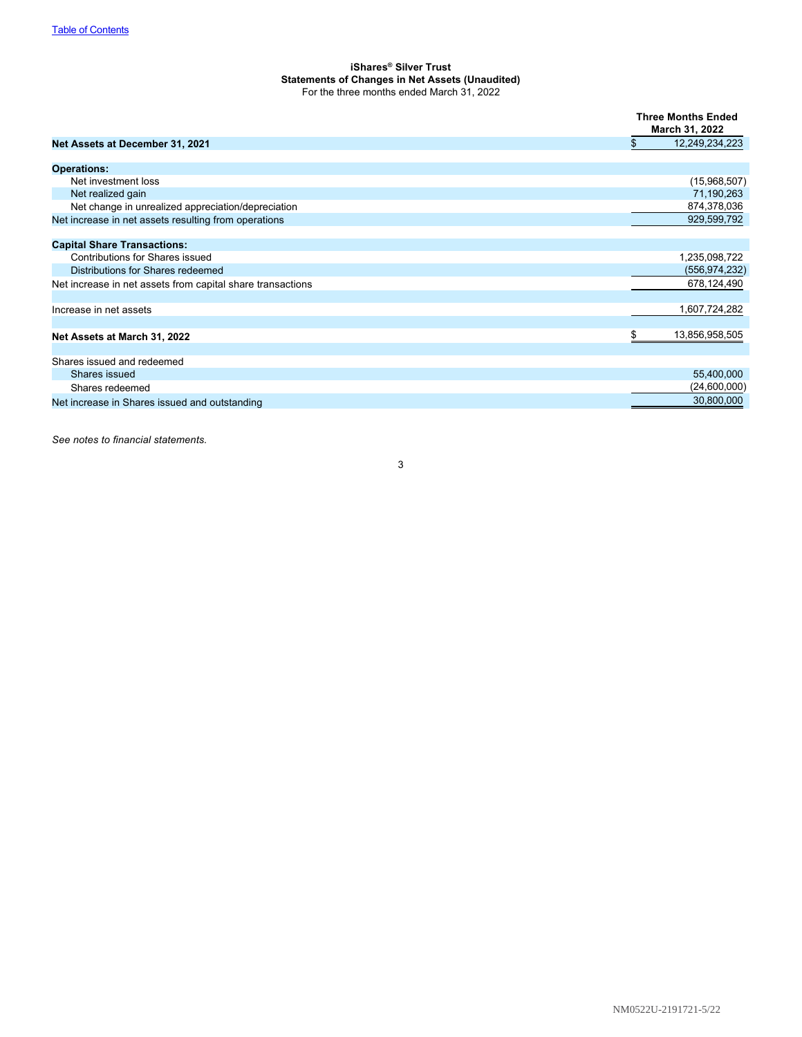[Table of Contents](#)

### iShares® Silver Trust
### Statements of Changes in Net Assets (Unaudited)
For the three months ended March 31, 2022

| | Three Months Ended March 31, 2022 |
|---|---|
| **Net Assets at December 31, 2021** | $ 12,249,234,223 |
| | |
| **Operations:** | |
| Net investment loss | (15,968,507) |
| Net realized gain | 71,190,263 |
| Net change in unrealized appreciation/depreciation | 874,378,036 |
| Net increase in net assets resulting from operations | 929,599,792 |
| | |
| **Capital Share Transactions:** | |
| Contributions for Shares issued | 1,235,098,722 |
| Distributions for Shares redeemed | (556,974,232) |
| Net increase in net assets from capital share transactions | 678,124,490 |
| | |
| Increase in net assets | 1,607,724,282 |
| | |
| **Net Assets at March 31, 2022** | $ 13,856,958,505 |
| | |
| Shares issued and redeemed | |
| Shares issued | 55,400,000 |
| Shares redeemed | (24,600,000) |
| Net increase in Shares issued and outstanding | 30,800,000 |

*See notes to financial statements.*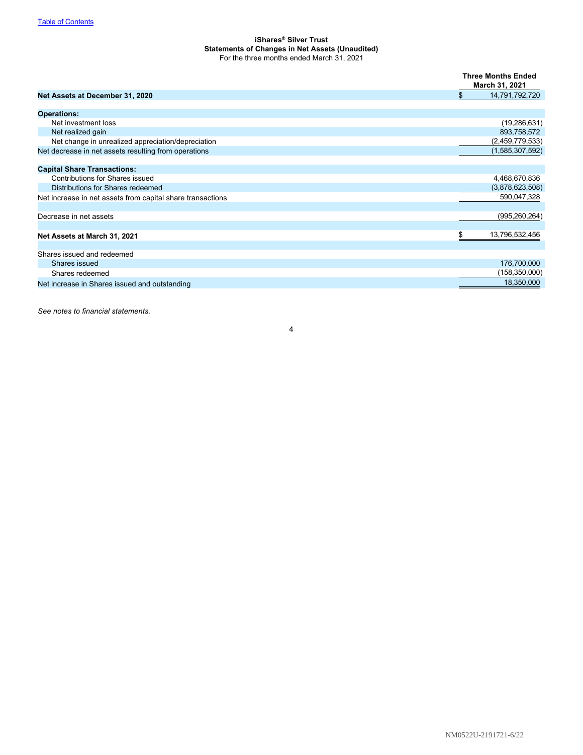[Table of Contents]

**iShares® Silver Trust**
**Statements of Changes in Net Assets (Unaudited)**
For the three months ended March 31, 2021

| | Three Months Ended March 31, 2021 |
|---|---|
| **Net Assets at December 31, 2020** | $ 14,791,792,720 |
| | |
| **Operations:** | |
| Net investment loss | (19,286,631) |
| Net realized gain | 893,758,572 |
| Net change in unrealized appreciation/depreciation | (2,459,779,533) |
| Net decrease in net assets resulting from operations | (1,585,307,592) |
| | |
| **Capital Share Transactions:** | |
| Contributions for Shares issued | 4,468,670,836 |
| Distributions for Shares redeemed | (3,878,623,508) |
| Net increase in net assets from capital share transactions | 590,047,328 |
| | |
| Decrease in net assets | (995,260,264) |
| | |
| **Net Assets at March 31, 2021** | $ 13,796,532,456 |
| | |
| Shares issued and redeemed | |
| Shares issued | 176,700,000 |
| Shares redeemed | (158,350,000) |
| Net increase in Shares issued and outstanding | 18,350,000 |

*See notes to financial statements.*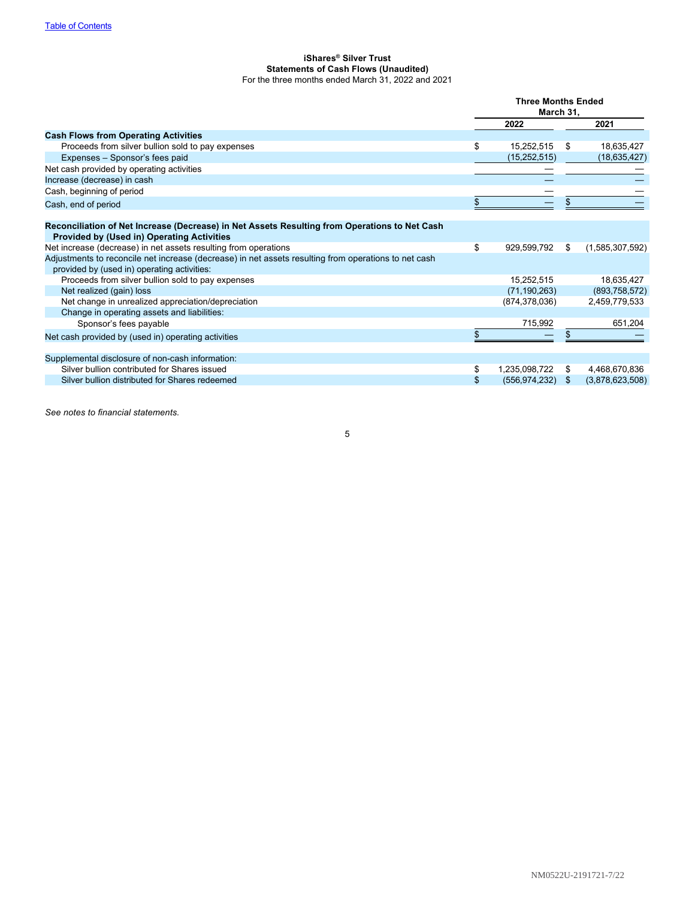**iShares® Silver Trust**
**Statements of Cash Flows (Unaudited)**
For the three months ended March 31, 2022 and 2021

| | Three Months Ended March 31, | |
|---|---|---|
| | **2022** | **2021** |
| **Cash Flows from Operating Activities** | | |
| Proceeds from silver bullion sold to pay expenses | $ 15,252,515 | $ 18,635,427 |
| Expenses – Sponsor's fees paid | (15,252,515) | (18,635,427) |
| Net cash provided by operating activities | — | — |
| Increase (decrease) in cash | — | — |
| Cash, beginning of period | — | — |
| Cash, end of period | $ — | $ — |
| **Reconciliation of Net Increase (Decrease) in Net Assets Resulting from Operations to Net Cash Provided by (Used in) Operating Activities** | | |
| Net increase (decrease) in net assets resulting from operations | $ 929,599,792 | $ (1,585,307,592) |
| Adjustments to reconcile net increase (decrease) in net assets resulting from operations to net cash provided by (used in) operating activities: | | |
| Proceeds from silver bullion sold to pay expenses | 15,252,515 | 18,635,427 |
| Net realized (gain) loss | (71,190,263) | (893,758,572) |
| Net change in unrealized appreciation/depreciation | (874,378,036) | 2,459,779,533 |
| Change in operating assets and liabilities: | | |
| Sponsor's fees payable | 715,992 | 651,204 |
| Net cash provided by (used in) operating activities | $ — | $ — |
| Supplemental disclosure of non-cash information: | | |
| Silver bullion contributed for Shares issued | $ 1,235,098,722 | $ 4,468,670,836 |
| Silver bullion distributed for Shares redeemed | $ (556,974,232) | $ (3,878,623,508) |

*See notes to financial statements.*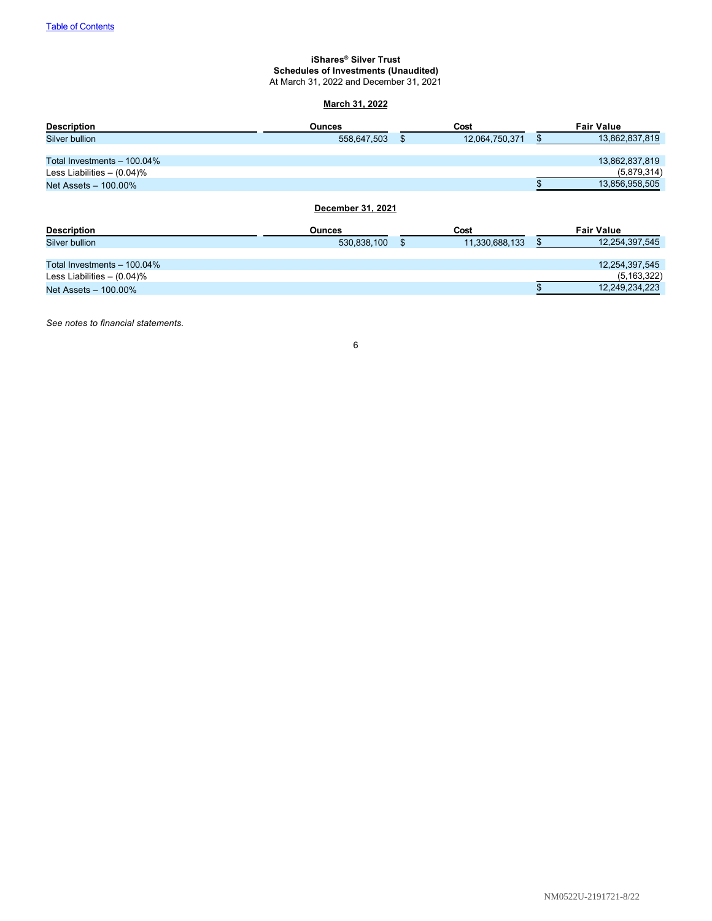[Table of Contents](#)

**iShares® Silver Trust**
**Schedules of Investments (Unaudited)**
At March 31, 2022 and December 31, 2021

**March 31, 2022**

| Description | Ounces | Cost | Fair Value |
|---|---|---|---|
| Silver bullion | 558,647,503 | $ 12,064,750,371 | $ 13,862,837,819 |
| | | | |
| Total Investments – 100.04% | | | 13,862,837,819 |
| Less Liabilities – (0.04)% | | | (5,879,314) |
| Net Assets – 100.00% | | | $ 13,856,958,505 |

**December 31, 2021**

| Description | Ounces | Cost | Fair Value |
|---|---|---|---|
| Silver bullion | 530,838,100 | $ 11,330,688,133 | $ 12,254,397,545 |
| | | | |
| Total Investments – 100.04% | | | 12,254,397,545 |
| Less Liabilities – (0.04)% | | | (5,163,322) |
| Net Assets – 100.00% | | | $ 12,249,234,223 |

*See notes to financial statements.*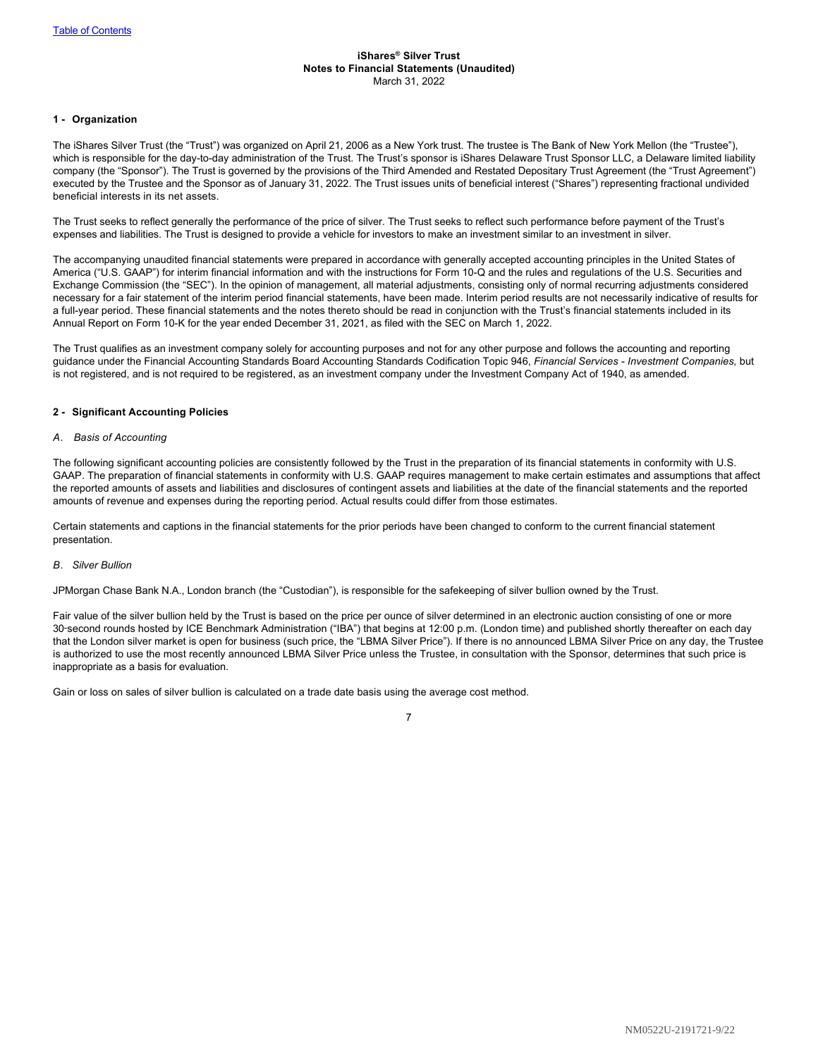**iShares® Silver Trust**
**Notes to Financial Statements (Unaudited)**
March 31, 2022

## 1 - Organization

The iShares Silver Trust (the "Trust") was organized on April 21, 2006 as a New York trust. The trustee is The Bank of New York Mellon (the "Trustee"), which is responsible for the day-to-day administration of the Trust. The Trust's sponsor is iShares Delaware Trust Sponsor LLC, a Delaware limited liability company (the "Sponsor"). The Trust is governed by the provisions of the Third Amended and Restated Depositary Trust Agreement (the "Trust Agreement") executed by the Trustee and the Sponsor as of January 31, 2022. The Trust issues units of beneficial interest ("Shares") representing fractional undivided beneficial interests in its net assets.

The Trust seeks to reflect generally the performance of the price of silver. The Trust seeks to reflect such performance before payment of the Trust's expenses and liabilities. The Trust is designed to provide a vehicle for investors to make an investment similar to an investment in silver.

The accompanying unaudited financial statements were prepared in accordance with generally accepted accounting principles in the United States of America ("U.S. GAAP") for interim financial information and with the instructions for Form 10-Q and the rules and regulations of the U.S. Securities and Exchange Commission (the "SEC"). In the opinion of management, all material adjustments, consisting only of normal recurring adjustments considered necessary for a fair statement of the interim period financial statements, have been made. Interim period results are not necessarily indicative of results for a full-year period. These financial statements and the notes thereto should be read in conjunction with the Trust's financial statements included in its Annual Report on Form 10-K for the year ended December 31, 2021, as filed with the SEC on March 1, 2022.

The Trust qualifies as an investment company solely for accounting purposes and not for any other purpose and follows the accounting and reporting guidance under the Financial Accounting Standards Board Accounting Standards Codification Topic 946, *Financial Services - Investment Companies,* but is not registered, and is not required to be registered, as an investment company under the Investment Company Act of 1940, as amended.

## 2 - Significant Accounting Policies

### *A. Basis of Accounting*

The following significant accounting policies are consistently followed by the Trust in the preparation of its financial statements in conformity with U.S. GAAP. The preparation of financial statements in conformity with U.S. GAAP requires management to make certain estimates and assumptions that affect the reported amounts of assets and liabilities and disclosures of contingent assets and liabilities at the date of the financial statements and the reported amounts of revenue and expenses during the reporting period. Actual results could differ from those estimates.

Certain statements and captions in the financial statements for the prior periods have been changed to conform to the current financial statement presentation.

### *B. Silver Bullion*

JPMorgan Chase Bank N.A., London branch (the "Custodian"), is responsible for the safekeeping of silver bullion owned by the Trust.

Fair value of the silver bullion held by the Trust is based on the price per ounce of silver determined in an electronic auction consisting of one or more 30-second rounds hosted by ICE Benchmark Administration ("IBA") that begins at 12:00 p.m. (London time) and published shortly thereafter on each day that the London silver market is open for business (such price, the "LBMA Silver Price"). If there is no announced LBMA Silver Price on any day, the Trustee is authorized to use the most recently announced LBMA Silver Price unless the Trustee, in consultation with the Sponsor, determines that such price is inappropriate as a basis for evaluation.

Gain or loss on sales of silver bullion is calculated on a trade date basis using the average cost method.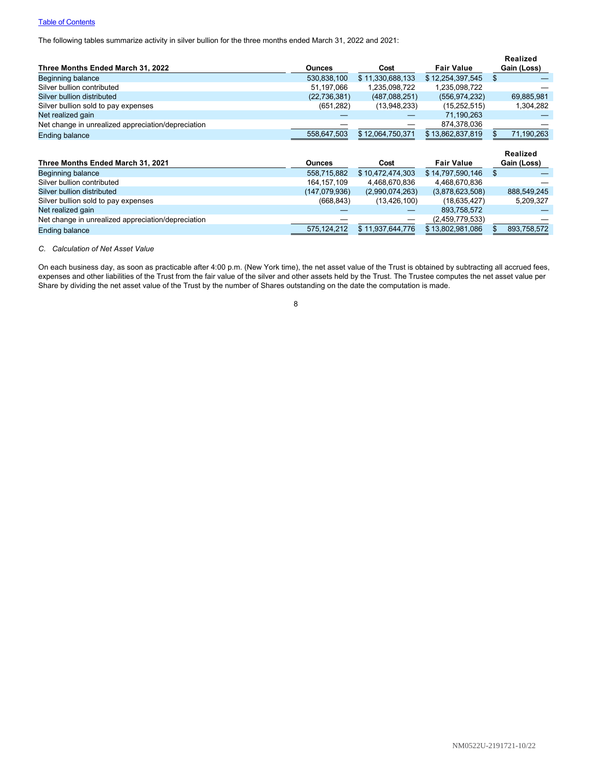The following tables summarize activity in silver bullion for the three months ended March 31, 2022 and 2021:

| Three Months Ended March 31, 2022 | Ounces | Cost | Fair Value | Realized Gain (Loss) |
|---|---|---|---|---|
| Beginning balance | 530,838,100 | $ 11,330,688,133 | $ 12,254,397,545 | $ — |
| Silver bullion contributed | 51,197,066 | 1,235,098,722 | 1,235,098,722 | — |
| Silver bullion distributed | (22,736,381) | (487,088,251) | (556,974,232) | 69,885,981 |
| Silver bullion sold to pay expenses | (651,282) | (13,948,233) | (15,252,515) | 1,304,282 |
| Net realized gain | — | — | 71,190,263 | — |
| Net change in unrealized appreciation/depreciation | — | — | 874,378,036 | — |
| Ending balance | 558,647,503 | $ 12,064,750,371 | $ 13,862,837,819 | $ 71,190,263 |

| Three Months Ended March 31, 2021 | Ounces | Cost | Fair Value | Realized Gain (Loss) |
|---|---|---|---|---|
| Beginning balance | 558,715,882 | $ 10,472,474,303 | $ 14,797,590,146 | $ — |
| Silver bullion contributed | 164,157,109 | 4,468,670,836 | 4,468,670,836 | — |
| Silver bullion distributed | (147,079,936) | (2,990,074,263) | (3,878,623,508) | 888,549,245 |
| Silver bullion sold to pay expenses | (668,843) | (13,426,100) | (18,635,427) | 5,209,327 |
| Net realized gain | — | — | 893,758,572 | — |
| Net change in unrealized appreciation/depreciation | — | — | (2,459,779,533) | — |
| Ending balance | 575,124,212 | $ 11,937,644,776 | $ 13,802,981,086 | $ 893,758,572 |

*C. Calculation of Net Asset Value*

On each business day, as soon as practicable after 4:00 p.m. (New York time), the net asset value of the Trust is obtained by subtracting all accrued fees, expenses and other liabilities of the Trust from the fair value of the silver and other assets held by the Trust. The Trustee computes the net asset value per Share by dividing the net asset value of the Trust by the number of Shares outstanding on the date the computation is made.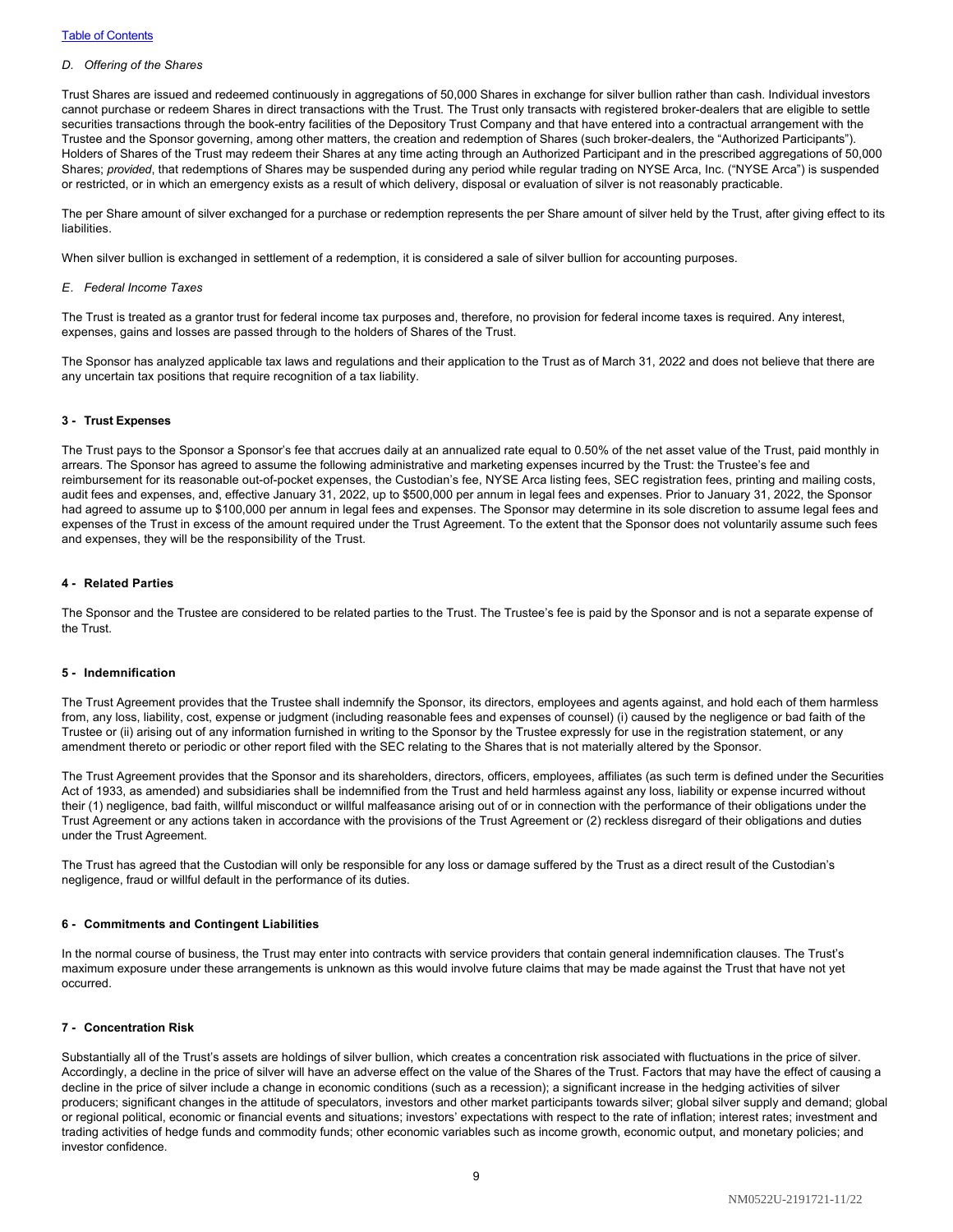*D. Offering of the Shares*

Trust Shares are issued and redeemed continuously in aggregations of 50,000 Shares in exchange for silver bullion rather than cash. Individual investors cannot purchase or redeem Shares in direct transactions with the Trust. The Trust only transacts with registered broker-dealers that are eligible to settle securities transactions through the book-entry facilities of the Depository Trust Company and that have entered into a contractual arrangement with the Trustee and the Sponsor governing, among other matters, the creation and redemption of Shares (such broker-dealers, the "Authorized Participants"). Holders of Shares of the Trust may redeem their Shares at any time acting through an Authorized Participant and in the prescribed aggregations of 50,000 Shares; *provided*, that redemptions of Shares may be suspended during any period while regular trading on NYSE Arca, Inc. ("NYSE Arca") is suspended or restricted, or in which an emergency exists as a result of which delivery, disposal or evaluation of silver is not reasonably practicable.

The per Share amount of silver exchanged for a purchase or redemption represents the per Share amount of silver held by the Trust, after giving effect to its liabilities.

When silver bullion is exchanged in settlement of a redemption, it is considered a sale of silver bullion for accounting purposes.

*E. Federal Income Taxes*

The Trust is treated as a grantor trust for federal income tax purposes and, therefore, no provision for federal income taxes is required. Any interest, expenses, gains and losses are passed through to the holders of Shares of the Trust.

The Sponsor has analyzed applicable tax laws and regulations and their application to the Trust as of March 31, 2022 and does not believe that there are any uncertain tax positions that require recognition of a tax liability.

**3 - Trust Expenses**

The Trust pays to the Sponsor a Sponsor's fee that accrues daily at an annualized rate equal to 0.50% of the net asset value of the Trust, paid monthly in arrears. The Sponsor has agreed to assume the following administrative and marketing expenses incurred by the Trust: the Trustee's fee and reimbursement for its reasonable out-of-pocket expenses, the Custodian's fee, NYSE Arca listing fees, SEC registration fees, printing and mailing costs, audit fees and expenses, and, effective January 31, 2022, up to $500,000 per annum in legal fees and expenses. Prior to January 31, 2022, the Sponsor had agreed to assume up to $100,000 per annum in legal fees and expenses. The Sponsor may determine in its sole discretion to assume legal fees and expenses of the Trust in excess of the amount required under the Trust Agreement. To the extent that the Sponsor does not voluntarily assume such fees and expenses, they will be the responsibility of the Trust.

**4 - Related Parties**

The Sponsor and the Trustee are considered to be related parties to the Trust. The Trustee's fee is paid by the Sponsor and is not a separate expense of the Trust.

**5 - Indemnification**

The Trust Agreement provides that the Trustee shall indemnify the Sponsor, its directors, employees and agents against, and hold each of them harmless from, any loss, liability, cost, expense or judgment (including reasonable fees and expenses of counsel) (i) caused by the negligence or bad faith of the Trustee or (ii) arising out of any information furnished in writing to the Sponsor by the Trustee expressly for use in the registration statement, or any amendment thereto or periodic or other report filed with the SEC relating to the Shares that is not materially altered by the Sponsor.

The Trust Agreement provides that the Sponsor and its shareholders, directors, officers, employees, affiliates (as such term is defined under the Securities Act of 1933, as amended) and subsidiaries shall be indemnified from the Trust and held harmless against any loss, liability or expense incurred without their (1) negligence, bad faith, willful misconduct or willful malfeasance arising out of or in connection with the performance of their obligations under the Trust Agreement or any actions taken in accordance with the provisions of the Trust Agreement or (2) reckless disregard of their obligations and duties under the Trust Agreement.

The Trust has agreed that the Custodian will only be responsible for any loss or damage suffered by the Trust as a direct result of the Custodian's negligence, fraud or willful default in the performance of its duties.

**6 - Commitments and Contingent Liabilities**

In the normal course of business, the Trust may enter into contracts with service providers that contain general indemnification clauses. The Trust's maximum exposure under these arrangements is unknown as this would involve future claims that may be made against the Trust that have not yet occurred.

**7 - Concentration Risk**

Substantially all of the Trust's assets are holdings of silver bullion, which creates a concentration risk associated with fluctuations in the price of silver. Accordingly, a decline in the price of silver will have an adverse effect on the value of the Shares of the Trust. Factors that may have the effect of causing a decline in the price of silver include a change in economic conditions (such as a recession); a significant increase in the hedging activities of silver producers; significant changes in the attitude of speculators, investors and other market participants towards silver; global silver supply and demand; global or regional political, economic or financial events and situations; investors' expectations with respect to the rate of inflation; interest rates; investment and trading activities of hedge funds and commodity funds; other economic variables such as income growth, economic output, and monetary policies; and investor confidence.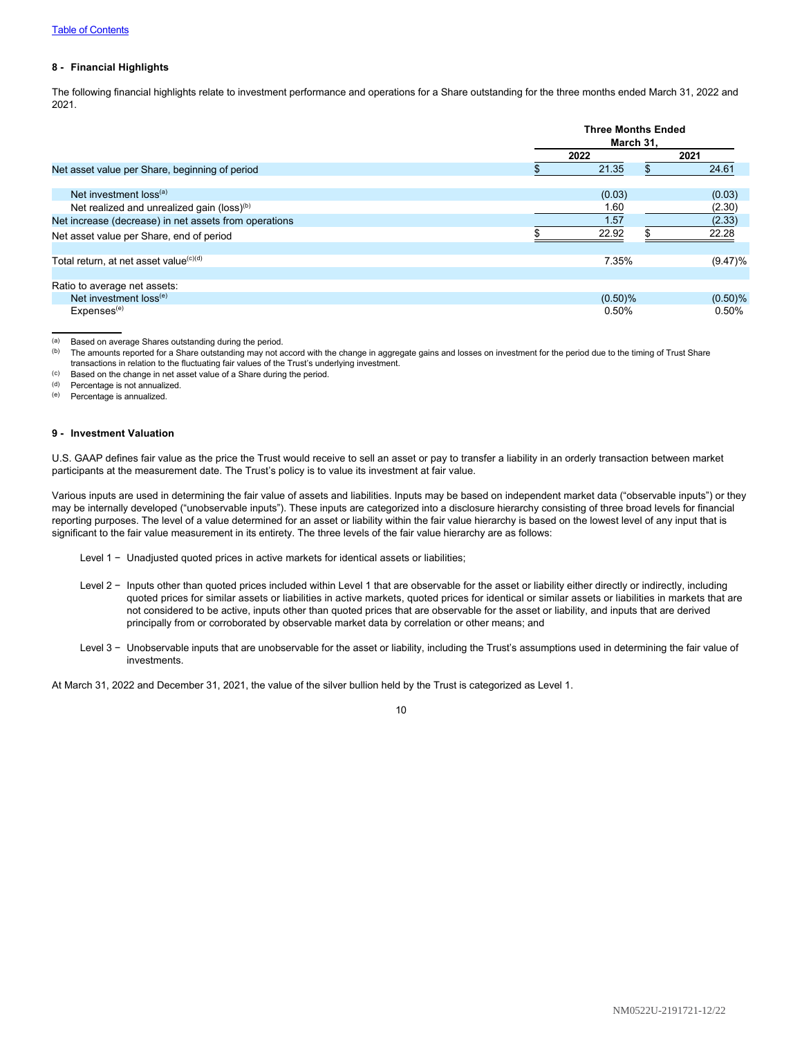## 8 - Financial Highlights

The following financial highlights relate to investment performance and operations for a Share outstanding for the three months ended March 31, 2022 and 2021.

| | Three Months Ended March 31, | |
|---|---|---|
| | 2022 | 2021 |
| Net asset value per Share, beginning of period | $ 21.35 | $ 24.61 |
| Net investment loss[(a)] | (0.03) | (0.03) |
| Net realized and unrealized gain (loss)[(b)] | 1.60 | (2.30) |
| Net increase (decrease) in net assets from operations | 1.57 | (2.33) |
| Net asset value per Share, end of period | $ 22.92 | $ 22.28 |
| Total return, at net asset value[(c)(d)] | 7.35% | (9.47)% |
| Ratio to average net assets: | | |
| Net investment loss[(e)] | (0.50)% | (0.50)% |
| Expenses[(e)] | 0.50% | 0.50% |

(a) Based on average Shares outstanding during the period.

(b) The amounts reported for a Share outstanding may not accord with the change in aggregate gains and losses on investment for the period due to the timing of Trust Share transactions in relation to the fluctuating fair values of the Trust's underlying investment.

(c) Based on the change in net asset value of a Share during the period.

(d) Percentage is not annualized.

(e) Percentage is annualized.

## 9 - Investment Valuation

U.S. GAAP defines fair value as the price the Trust would receive to sell an asset or pay to transfer a liability in an orderly transaction between market participants at the measurement date. The Trust's policy is to value its investment at fair value.

Various inputs are used in determining the fair value of assets and liabilities. Inputs may be based on independent market data ("observable inputs") or they may be internally developed ("unobservable inputs"). These inputs are categorized into a disclosure hierarchy consisting of three broad levels for financial reporting purposes. The level of a value determined for an asset or liability within the fair value hierarchy is based on the lowest level of any input that is significant to the fair value measurement in its entirety. The three levels of the fair value hierarchy are as follows:

Level 1 − Unadjusted quoted prices in active markets for identical assets or liabilities;

Level 2 − Inputs other than quoted prices included within Level 1 that are observable for the asset or liability either directly or indirectly, including quoted prices for similar assets or liabilities in active markets, quoted prices for identical or similar assets or liabilities in markets that are not considered to be active, inputs other than quoted prices that are observable for the asset or liability, and inputs that are derived principally from or corroborated by observable market data by correlation or other means; and

Level 3 − Unobservable inputs that are unobservable for the asset or liability, including the Trust's assumptions used in determining the fair value of investments.

At March 31, 2022 and December 31, 2021, the value of the silver bullion held by the Trust is categorized as Level 1.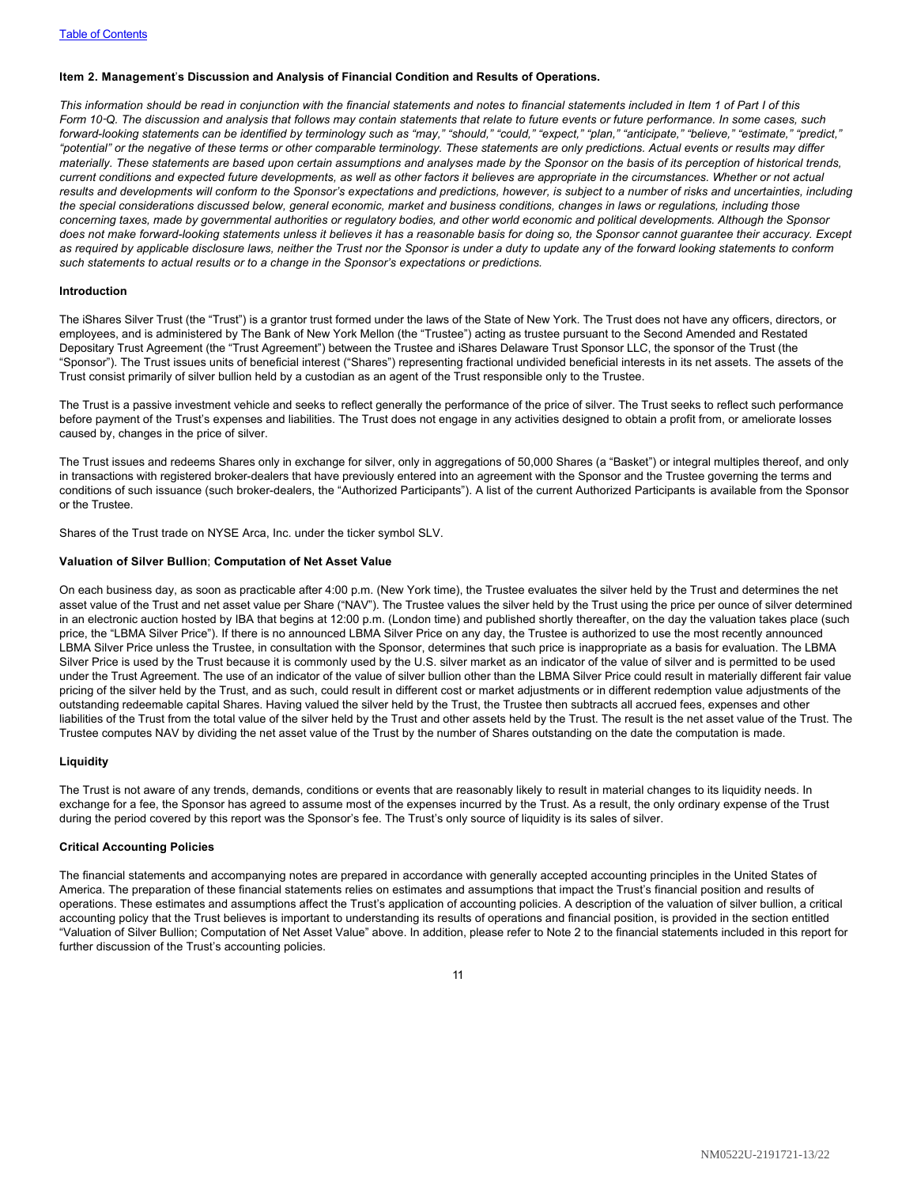## Item 2. Management's Discussion and Analysis of Financial Condition and Results of Operations.

*This information should be read in conjunction with the financial statements and notes to financial statements included in Item 1 of Part I of this Form 10-Q. The discussion and analysis that follows may contain statements that relate to future events or future performance. In some cases, such forward-looking statements can be identified by terminology such as "may," "should," "could," "expect," "plan," "anticipate," "believe," "estimate," "predict," "potential" or the negative of these terms or other comparable terminology. These statements are only predictions. Actual events or results may differ materially. These statements are based upon certain assumptions and analyses made by the Sponsor on the basis of its perception of historical trends, current conditions and expected future developments, as well as other factors it believes are appropriate in the circumstances. Whether or not actual results and developments will conform to the Sponsor's expectations and predictions, however, is subject to a number of risks and uncertainties, including the special considerations discussed below, general economic, market and business conditions, changes in laws or regulations, including those concerning taxes, made by governmental authorities or regulatory bodies, and other world economic and political developments. Although the Sponsor does not make forward-looking statements unless it believes it has a reasonable basis for doing so, the Sponsor cannot guarantee their accuracy. Except as required by applicable disclosure laws, neither the Trust nor the Sponsor is under a duty to update any of the forward looking statements to conform such statements to actual results or to a change in the Sponsor's expectations or predictions.*

### Introduction

The iShares Silver Trust (the "Trust") is a grantor trust formed under the laws of the State of New York. The Trust does not have any officers, directors, or employees, and is administered by The Bank of New York Mellon (the "Trustee") acting as trustee pursuant to the Second Amended and Restated Depositary Trust Agreement (the "Trust Agreement") between the Trustee and iShares Delaware Trust Sponsor LLC, the sponsor of the Trust (the "Sponsor"). The Trust issues units of beneficial interest ("Shares") representing fractional undivided beneficial interests in its net assets. The assets of the Trust consist primarily of silver bullion held by a custodian as an agent of the Trust responsible only to the Trustee.

The Trust is a passive investment vehicle and seeks to reflect generally the performance of the price of silver. The Trust seeks to reflect such performance before payment of the Trust's expenses and liabilities. The Trust does not engage in any activities designed to obtain a profit from, or ameliorate losses caused by, changes in the price of silver.

The Trust issues and redeems Shares only in exchange for silver, only in aggregations of 50,000 Shares (a "Basket") or integral multiples thereof, and only in transactions with registered broker-dealers that have previously entered into an agreement with the Sponsor and the Trustee governing the terms and conditions of such issuance (such broker-dealers, the "Authorized Participants"). A list of the current Authorized Participants is available from the Sponsor or the Trustee.

Shares of the Trust trade on NYSE Arca, Inc. under the ticker symbol SLV.

### Valuation of Silver Bullion; Computation of Net Asset Value

On each business day, as soon as practicable after 4:00 p.m. (New York time), the Trustee evaluates the silver held by the Trust and determines the net asset value of the Trust and net asset value per Share ("NAV"). The Trustee values the silver held by the Trust using the price per ounce of silver determined in an electronic auction hosted by IBA that begins at 12:00 p.m. (London time) and published shortly thereafter, on the day the valuation takes place (such price, the "LBMA Silver Price"). If there is no announced LBMA Silver Price on any day, the Trustee is authorized to use the most recently announced LBMA Silver Price unless the Trustee, in consultation with the Sponsor, determines that such price is inappropriate as a basis for evaluation. The LBMA Silver Price is used by the Trust because it is commonly used by the U.S. silver market as an indicator of the value of silver and is permitted to be used under the Trust Agreement. The use of an indicator of the value of silver bullion other than the LBMA Silver Price could result in materially different fair value pricing of the silver held by the Trust, and as such, could result in different cost or market adjustments or in different redemption value adjustments of the outstanding redeemable capital Shares. Having valued the silver held by the Trust, the Trustee then subtracts all accrued fees, expenses and other liabilities of the Trust from the total value of the silver held by the Trust and other assets held by the Trust. The result is the net asset value of the Trust. The Trustee computes NAV by dividing the net asset value of the Trust by the number of Shares outstanding on the date the computation is made.

### Liquidity

The Trust is not aware of any trends, demands, conditions or events that are reasonably likely to result in material changes to its liquidity needs. In exchange for a fee, the Sponsor has agreed to assume most of the expenses incurred by the Trust. As a result, the only ordinary expense of the Trust during the period covered by this report was the Sponsor's fee. The Trust's only source of liquidity is its sales of silver.

### Critical Accounting Policies

The financial statements and accompanying notes are prepared in accordance with generally accepted accounting principles in the United States of America. The preparation of these financial statements relies on estimates and assumptions that impact the Trust's financial position and results of operations. These estimates and assumptions affect the Trust's application of accounting policies. A description of the valuation of silver bullion, a critical accounting policy that the Trust believes is important to understanding its results of operations and financial position, is provided in the section entitled "Valuation of Silver Bullion; Computation of Net Asset Value" above. In addition, please refer to Note 2 to the financial statements included in this report for further discussion of the Trust's accounting policies.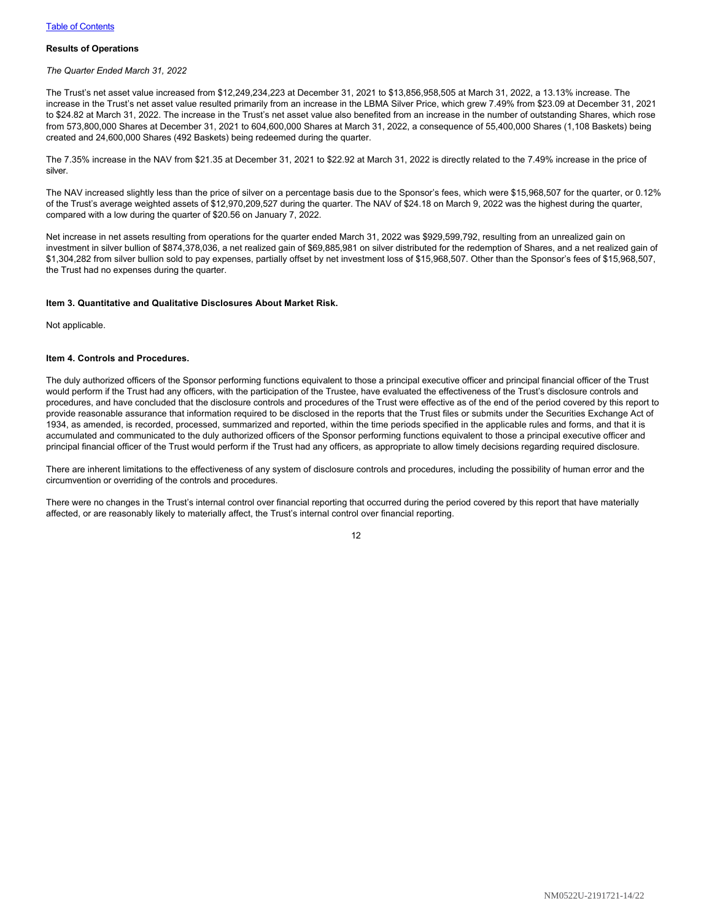**Results of Operations**

*The Quarter Ended March 31, 2022*

The Trust's net asset value increased from $12,249,234,223 at December 31, 2021 to $13,856,958,505 at March 31, 2022, a 13.13% increase. The increase in the Trust's net asset value resulted primarily from an increase in the LBMA Silver Price, which grew 7.49% from $23.09 at December 31, 2021 to $24.82 at March 31, 2022. The increase in the Trust's net asset value also benefited from an increase in the number of outstanding Shares, which rose from 573,800,000 Shares at December 31, 2021 to 604,600,000 Shares at March 31, 2022, a consequence of 55,400,000 Shares (1,108 Baskets) being created and 24,600,000 Shares (492 Baskets) being redeemed during the quarter.

The 7.35% increase in the NAV from $21.35 at December 31, 2021 to $22.92 at March 31, 2022 is directly related to the 7.49% increase in the price of silver.

The NAV increased slightly less than the price of silver on a percentage basis due to the Sponsor's fees, which were $15,968,507 for the quarter, or 0.12% of the Trust's average weighted assets of $12,970,209,527 during the quarter. The NAV of $24.18 on March 9, 2022 was the highest during the quarter, compared with a low during the quarter of $20.56 on January 7, 2022.

Net increase in net assets resulting from operations for the quarter ended March 31, 2022 was $929,599,792, resulting from an unrealized gain on investment in silver bullion of $874,378,036, a net realized gain of $69,885,981 on silver distributed for the redemption of Shares, and a net realized gain of $1,304,282 from silver bullion sold to pay expenses, partially offset by net investment loss of $15,968,507. Other than the Sponsor's fees of $15,968,507, the Trust had no expenses during the quarter.

**Item 3. Quantitative and Qualitative Disclosures About Market Risk.**

Not applicable.

**Item 4. Controls and Procedures.**

The duly authorized officers of the Sponsor performing functions equivalent to those a principal executive officer and principal financial officer of the Trust would perform if the Trust had any officers, with the participation of the Trustee, have evaluated the effectiveness of the Trust's disclosure controls and procedures, and have concluded that the disclosure controls and procedures of the Trust were effective as of the end of the period covered by this report to provide reasonable assurance that information required to be disclosed in the reports that the Trust files or submits under the Securities Exchange Act of 1934, as amended, is recorded, processed, summarized and reported, within the time periods specified in the applicable rules and forms, and that it is accumulated and communicated to the duly authorized officers of the Sponsor performing functions equivalent to those a principal executive officer and principal financial officer of the Trust would perform if the Trust had any officers, as appropriate to allow timely decisions regarding required disclosure.

There are inherent limitations to the effectiveness of any system of disclosure controls and procedures, including the possibility of human error and the circumvention or overriding of the controls and procedures.

There were no changes in the Trust's internal control over financial reporting that occurred during the period covered by this report that have materially affected, or are reasonably likely to materially affect, the Trust's internal control over financial reporting.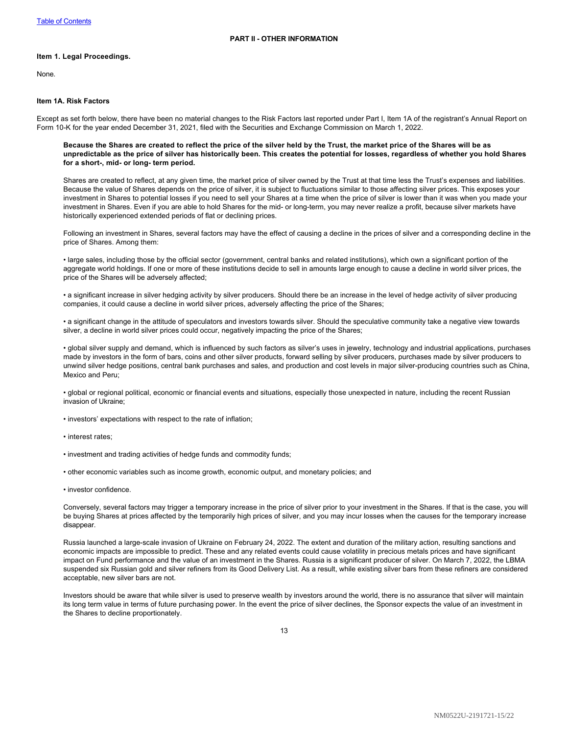## PART II - OTHER INFORMATION

### Item 1. Legal Proceedings.

None.

### Item 1A. Risk Factors

Except as set forth below, there have been no material changes to the Risk Factors last reported under Part I, Item 1A of the registrant's Annual Report on Form 10-K for the year ended December 31, 2021, filed with the Securities and Exchange Commission on March 1, 2022.

**Because the Shares are created to reflect the price of the silver held by the Trust, the market price of the Shares will be as unpredictable as the price of silver has historically been. This creates the potential for losses, regardless of whether you hold Shares for a short-, mid- or long- term period.**

Shares are created to reflect, at any given time, the market price of silver owned by the Trust at that time less the Trust's expenses and liabilities. Because the value of Shares depends on the price of silver, it is subject to fluctuations similar to those affecting silver prices. This exposes your investment in Shares to potential losses if you need to sell your Shares at a time when the price of silver is lower than it was when you made your investment in Shares. Even if you are able to hold Shares for the mid- or long-term, you may never realize a profit, because silver markets have historically experienced extended periods of flat or declining prices.

Following an investment in Shares, several factors may have the effect of causing a decline in the prices of silver and a corresponding decline in the price of Shares. Among them:

- large sales, including those by the official sector (government, central banks and related institutions), which own a significant portion of the aggregate world holdings. If one or more of these institutions decide to sell in amounts large enough to cause a decline in world silver prices, the price of the Shares will be adversely affected;
- a significant increase in silver hedging activity by silver producers. Should there be an increase in the level of hedge activity of silver producing companies, it could cause a decline in world silver prices, adversely affecting the price of the Shares;
- a significant change in the attitude of speculators and investors towards silver. Should the speculative community take a negative view towards silver, a decline in world silver prices could occur, negatively impacting the price of the Shares;
- global silver supply and demand, which is influenced by such factors as silver's uses in jewelry, technology and industrial applications, purchases made by investors in the form of bars, coins and other silver products, forward selling by silver producers, purchases made by silver producers to unwind silver hedge positions, central bank purchases and sales, and production and cost levels in major silver-producing countries such as China, Mexico and Peru;
- global or regional political, economic or financial events and situations, especially those unexpected in nature, including the recent Russian invasion of Ukraine;
- investors' expectations with respect to the rate of inflation;
- interest rates;
- investment and trading activities of hedge funds and commodity funds;
- other economic variables such as income growth, economic output, and monetary policies; and
- investor confidence.

Conversely, several factors may trigger a temporary increase in the price of silver prior to your investment in the Shares. If that is the case, you will be buying Shares at prices affected by the temporarily high prices of silver, and you may incur losses when the causes for the temporary increase disappear.

Russia launched a large-scale invasion of Ukraine on February 24, 2022. The extent and duration of the military action, resulting sanctions and economic impacts are impossible to predict. These and any related events could cause volatility in precious metals prices and have significant impact on Fund performance and the value of an investment in the Shares. Russia is a significant producer of silver. On March 7, 2022, the LBMA suspended six Russian gold and silver refiners from its Good Delivery List. As a result, while existing silver bars from these refiners are considered acceptable, new silver bars are not.

Investors should be aware that while silver is used to preserve wealth by investors around the world, there is no assurance that silver will maintain its long term value in terms of future purchasing power. In the event the price of silver declines, the Sponsor expects the value of an investment in the Shares to decline proportionately.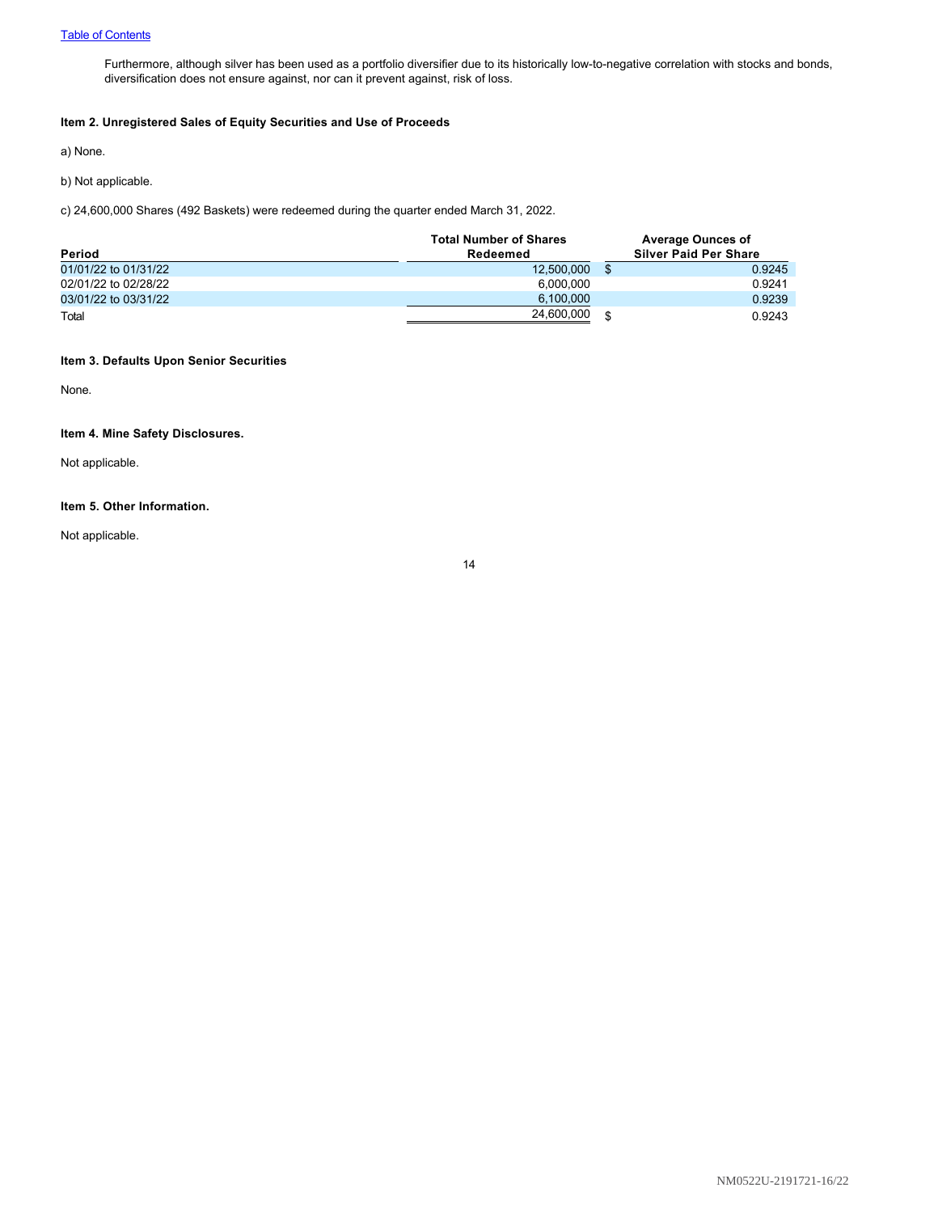Furthermore, although silver has been used as a portfolio diversifier due to its historically low-to-negative correlation with stocks and bonds, diversification does not ensure against, nor can it prevent against, risk of loss.

### Item 2. Unregistered Sales of Equity Securities and Use of Proceeds

a) None.

b) Not applicable.

c) 24,600,000 Shares (492 Baskets) were redeemed during the quarter ended March 31, 2022.

| Period | Total Number of Shares Redeemed | Average Ounces of Silver Paid Per Share |
|---|---|---|
| 01/01/22 to 01/31/22 | 12,500,000 | $ 0.9245 |
| 02/01/22 to 02/28/22 | 6,000,000 | 0.9241 |
| 03/01/22 to 03/31/22 | 6,100,000 | 0.9239 |
| Total | 24,600,000 | $ 0.9243 |

### Item 3. Defaults Upon Senior Securities

None.

### Item 4. Mine Safety Disclosures.

Not applicable.

### Item 5. Other Information.

Not applicable.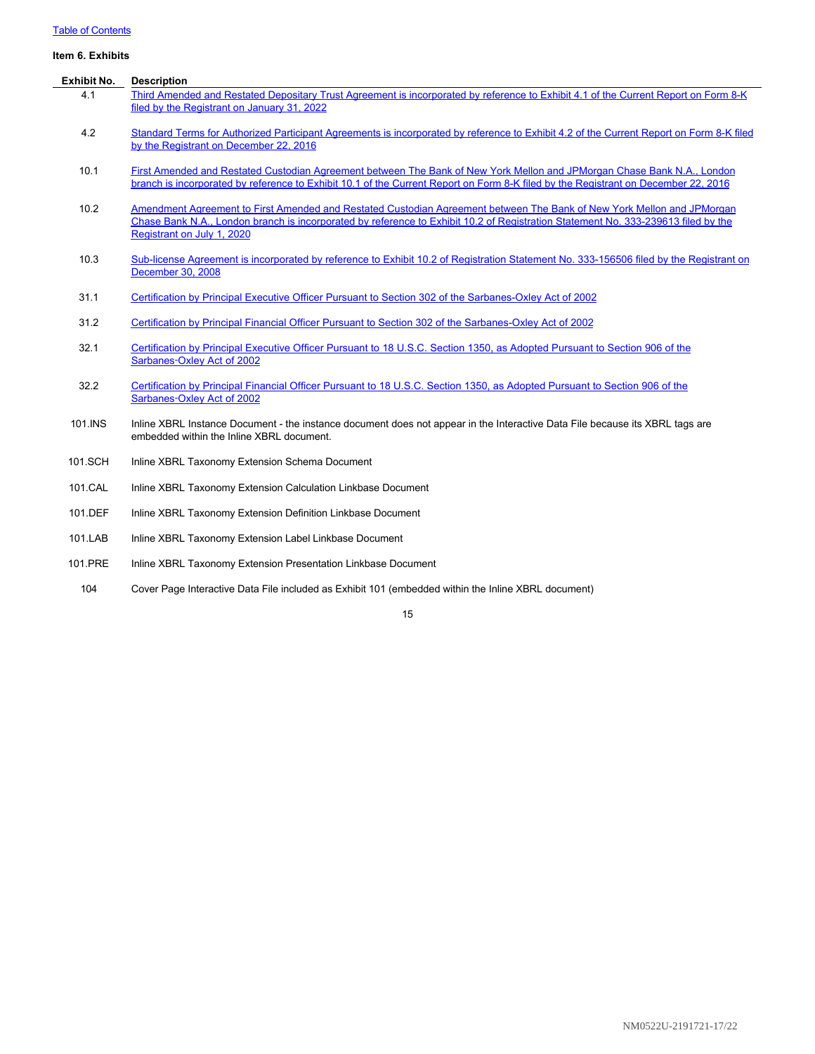### Item 6. Exhibits

| Exhibit No. | Description |
|---|---|
| 4.1 | Third Amended and Restated Depositary Trust Agreement is incorporated by reference to Exhibit 4.1 of the Current Report on Form 8-K filed by the Registrant on January 31, 2022 |
| 4.2 | Standard Terms for Authorized Participant Agreements is incorporated by reference to Exhibit 4.2 of the Current Report on Form 8-K filed by the Registrant on December 22, 2016 |
| 10.1 | First Amended and Restated Custodian Agreement between The Bank of New York Mellon and JPMorgan Chase Bank N.A., London branch is incorporated by reference to Exhibit 10.1 of the Current Report on Form 8-K filed by the Registrant on December 22, 2016 |
| 10.2 | Amendment Agreement to First Amended and Restated Custodian Agreement between The Bank of New York Mellon and JPMorgan Chase Bank N.A., London branch is incorporated by reference to Exhibit 10.2 of Registration Statement No. 333-239613 filed by the Registrant on July 1, 2020 |
| 10.3 | Sub-license Agreement is incorporated by reference to Exhibit 10.2 of Registration Statement No. 333-156506 filed by the Registrant on December 30, 2008 |
| 31.1 | Certification by Principal Executive Officer Pursuant to Section 302 of the Sarbanes-Oxley Act of 2002 |
| 31.2 | Certification by Principal Financial Officer Pursuant to Section 302 of the Sarbanes-Oxley Act of 2002 |
| 32.1 | Certification by Principal Executive Officer Pursuant to 18 U.S.C. Section 1350, as Adopted Pursuant to Section 906 of the Sarbanes-Oxley Act of 2002 |
| 32.2 | Certification by Principal Financial Officer Pursuant to 18 U.S.C. Section 1350, as Adopted Pursuant to Section 906 of the Sarbanes-Oxley Act of 2002 |
| 101.INS | Inline XBRL Instance Document - the instance document does not appear in the Interactive Data File because its XBRL tags are embedded within the Inline XBRL document. |
| 101.SCH | Inline XBRL Taxonomy Extension Schema Document |
| 101.CAL | Inline XBRL Taxonomy Extension Calculation Linkbase Document |
| 101.DEF | Inline XBRL Taxonomy Extension Definition Linkbase Document |
| 101.LAB | Inline XBRL Taxonomy Extension Label Linkbase Document |
| 101.PRE | Inline XBRL Taxonomy Extension Presentation Linkbase Document |
| 104 | Cover Page Interactive Data File included as Exhibit 101 (embedded within the Inline XBRL document) |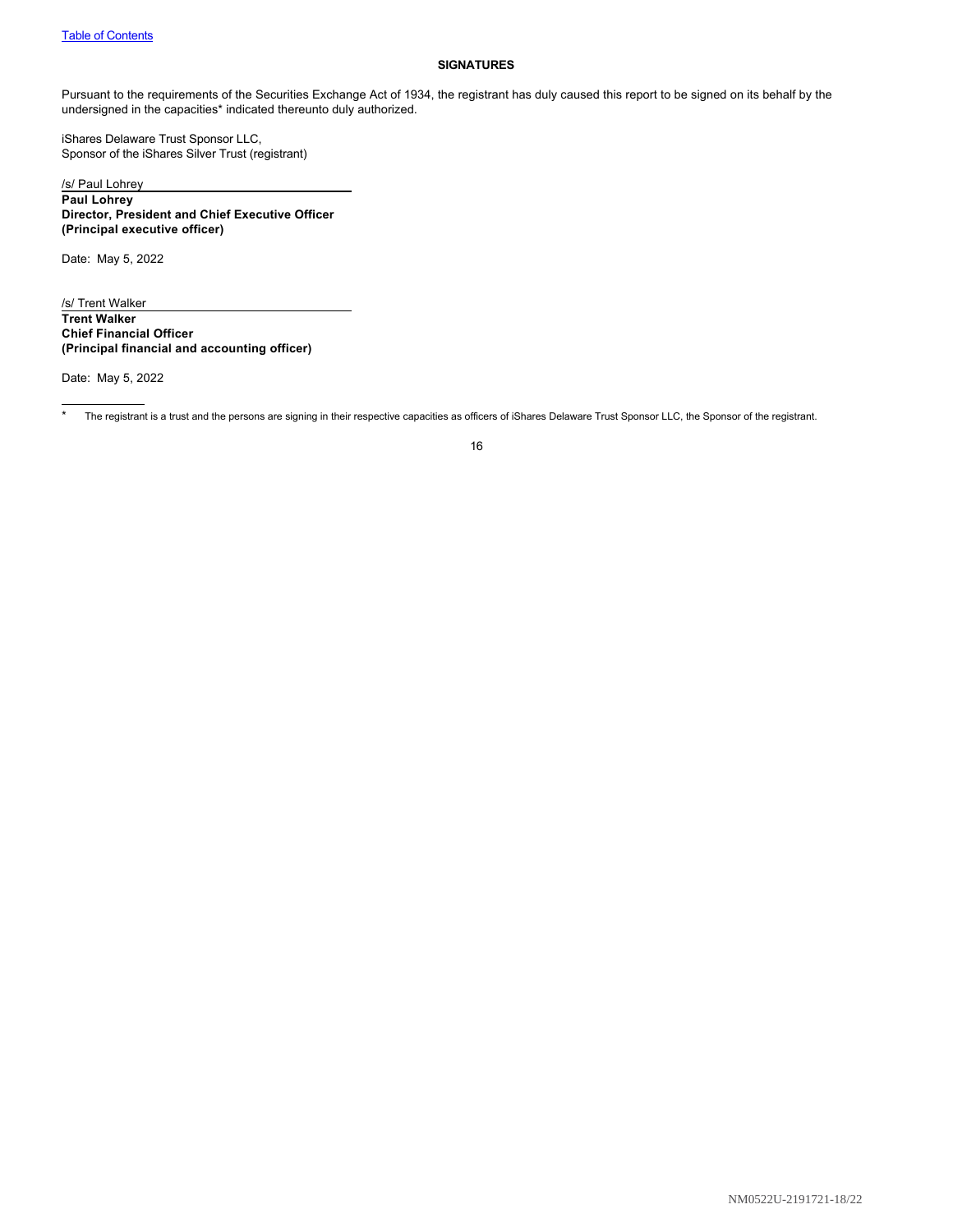## SIGNATURES

Pursuant to the requirements of the Securities Exchange Act of 1934, the registrant has duly caused this report to be signed on its behalf by the undersigned in the capacities* indicated thereunto duly authorized.

iShares Delaware Trust Sponsor LLC,
Sponsor of the iShares Silver Trust (registrant)

/s/ Paul Lohrey

**Paul Lohrey**
**Director, President and Chief Executive Officer**
**(Principal executive officer)**

Date: May 5, 2022

/s/ Trent Walker

**Trent Walker**
**Chief Financial Officer**
**(Principal financial and accounting officer)**

Date: May 5, 2022

* The registrant is a trust and the persons are signing in their respective capacities as officers of iShares Delaware Trust Sponsor LLC, the Sponsor of the registrant.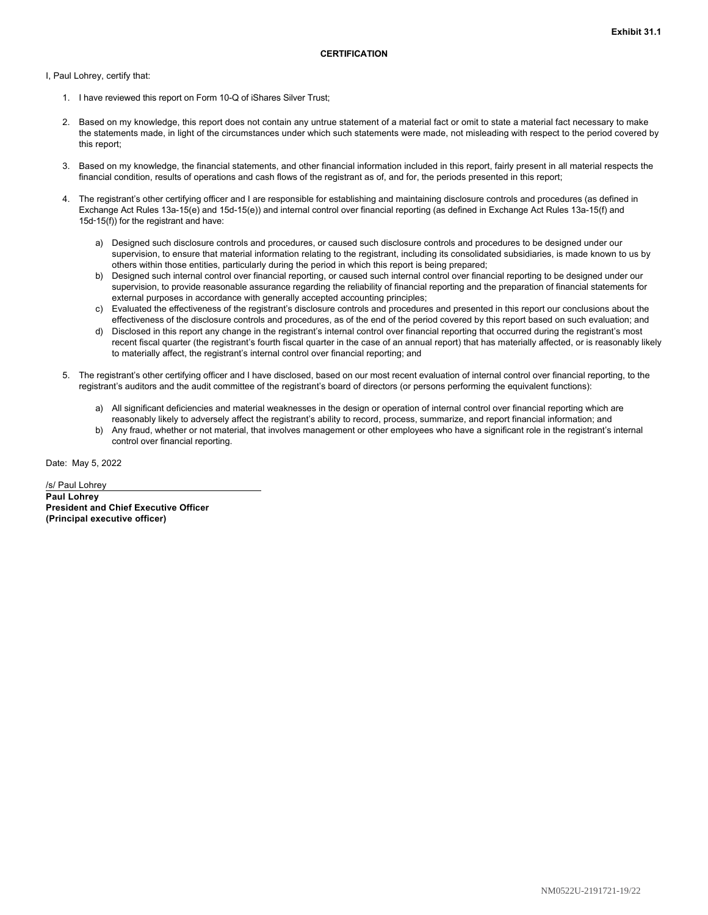**Exhibit 31.1**

**CERTIFICATION**

I, Paul Lohrey, certify that:

1. I have reviewed this report on Form 10-Q of iShares Silver Trust;

2. Based on my knowledge, this report does not contain any untrue statement of a material fact or omit to state a material fact necessary to make the statements made, in light of the circumstances under which such statements were made, not misleading with respect to the period covered by this report;

3. Based on my knowledge, the financial statements, and other financial information included in this report, fairly present in all material respects the financial condition, results of operations and cash flows of the registrant as of, and for, the periods presented in this report;

4. The registrant's other certifying officer and I are responsible for establishing and maintaining disclosure controls and procedures (as defined in Exchange Act Rules 13a-15(e) and 15d-15(e)) and internal control over financial reporting (as defined in Exchange Act Rules 13a-15(f) and 15d-15(f)) for the registrant and have:

   a) Designed such disclosure controls and procedures, or caused such disclosure controls and procedures to be designed under our supervision, to ensure that material information relating to the registrant, including its consolidated subsidiaries, is made known to us by others within those entities, particularly during the period in which this report is being prepared;
   b) Designed such internal control over financial reporting, or caused such internal control over financial reporting to be designed under our supervision, to provide reasonable assurance regarding the reliability of financial reporting and the preparation of financial statements for external purposes in accordance with generally accepted accounting principles;
   c) Evaluated the effectiveness of the registrant's disclosure controls and procedures and presented in this report our conclusions about the effectiveness of the disclosure controls and procedures, as of the end of the period covered by this report based on such evaluation; and
   d) Disclosed in this report any change in the registrant's internal control over financial reporting that occurred during the registrant's most recent fiscal quarter (the registrant's fourth fiscal quarter in the case of an annual report) that has materially affected, or is reasonably likely to materially affect, the registrant's internal control over financial reporting; and

5. The registrant's other certifying officer and I have disclosed, based on our most recent evaluation of internal control over financial reporting, to the registrant's auditors and the audit committee of the registrant's board of directors (or persons performing the equivalent functions):

   a) All significant deficiencies and material weaknesses in the design or operation of internal control over financial reporting which are reasonably likely to adversely affect the registrant's ability to record, process, summarize, and report financial information; and
   b) Any fraud, whether or not material, that involves management or other employees who have a significant role in the registrant's internal control over financial reporting.

Date: May 5, 2022

/s/ Paul Lohrey

**Paul Lohrey**
**President and Chief Executive Officer**
**(Principal executive officer)**

NM0522U-2191721-19/22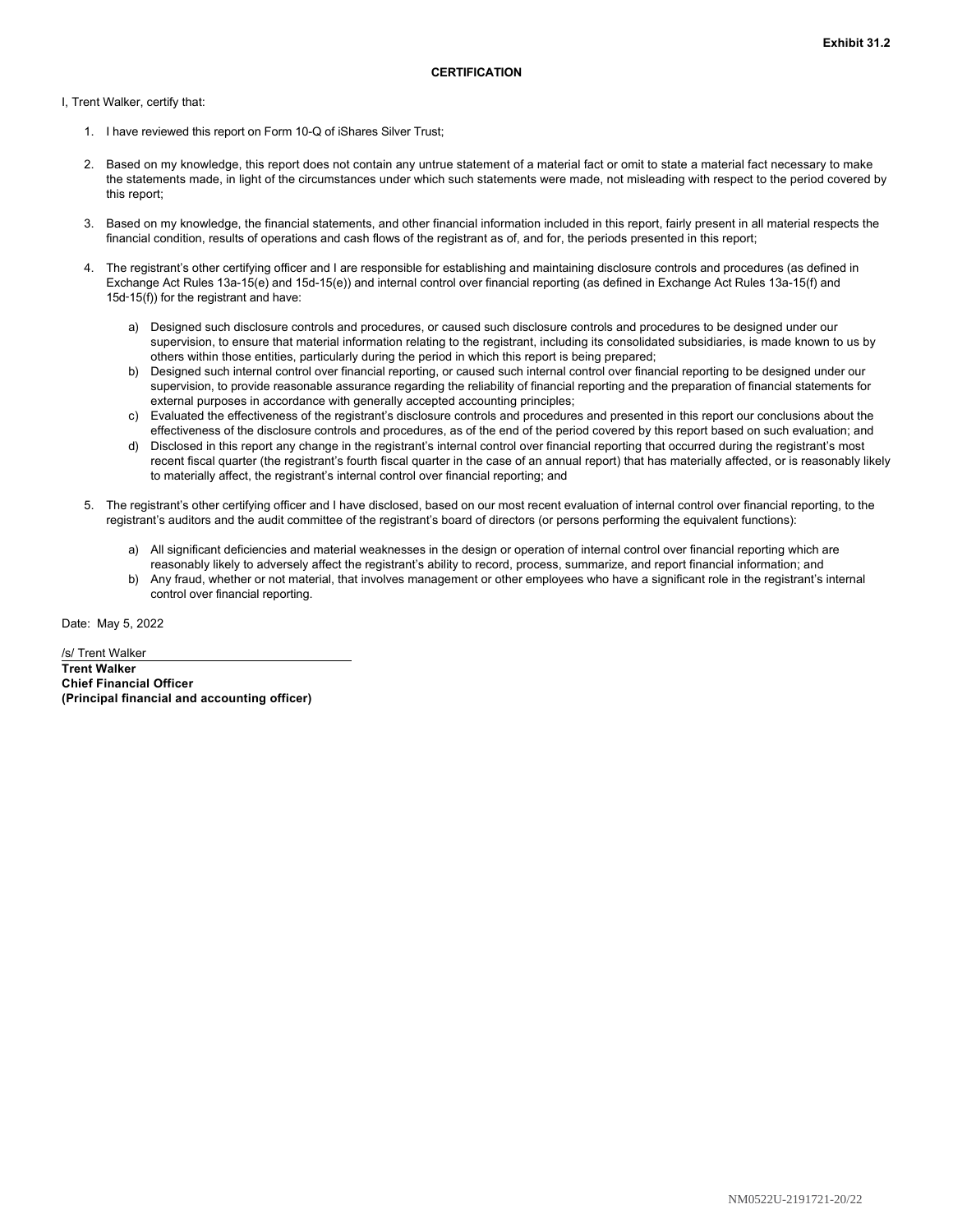**Exhibit 31.2**

**CERTIFICATION**

I, Trent Walker, certify that:

1. I have reviewed this report on Form 10-Q of iShares Silver Trust;

2. Based on my knowledge, this report does not contain any untrue statement of a material fact or omit to state a material fact necessary to make the statements made, in light of the circumstances under which such statements were made, not misleading with respect to the period covered by this report;

3. Based on my knowledge, the financial statements, and other financial information included in this report, fairly present in all material respects the financial condition, results of operations and cash flows of the registrant as of, and for, the periods presented in this report;

4. The registrant's other certifying officer and I are responsible for establishing and maintaining disclosure controls and procedures (as defined in Exchange Act Rules 13a-15(e) and 15d-15(e)) and internal control over financial reporting (as defined in Exchange Act Rules 13a-15(f) and 15d-15(f)) for the registrant and have:

   a) Designed such disclosure controls and procedures, or caused such disclosure controls and procedures to be designed under our supervision, to ensure that material information relating to the registrant, including its consolidated subsidiaries, is made known to us by others within those entities, particularly during the period in which this report is being prepared;
   b) Designed such internal control over financial reporting, or caused such internal control over financial reporting to be designed under our supervision, to provide reasonable assurance regarding the reliability of financial reporting and the preparation of financial statements for external purposes in accordance with generally accepted accounting principles;
   c) Evaluated the effectiveness of the registrant's disclosure controls and procedures and presented in this report our conclusions about the effectiveness of the disclosure controls and procedures, as of the end of the period covered by this report based on such evaluation; and
   d) Disclosed in this report any change in the registrant's internal control over financial reporting that occurred during the registrant's most recent fiscal quarter (the registrant's fourth fiscal quarter in the case of an annual report) that has materially affected, or is reasonably likely to materially affect, the registrant's internal control over financial reporting; and

5. The registrant's other certifying officer and I have disclosed, based on our most recent evaluation of internal control over financial reporting, to the registrant's auditors and the audit committee of the registrant's board of directors (or persons performing the equivalent functions):

   a) All significant deficiencies and material weaknesses in the design or operation of internal control over financial reporting which are reasonably likely to adversely affect the registrant's ability to record, process, summarize, and report financial information; and
   b) Any fraud, whether or not material, that involves management or other employees who have a significant role in the registrant's internal control over financial reporting.

Date: May 5, 2022

/s/ Trent Walker

**Trent Walker**
**Chief Financial Officer**
**(Principal financial and accounting officer)**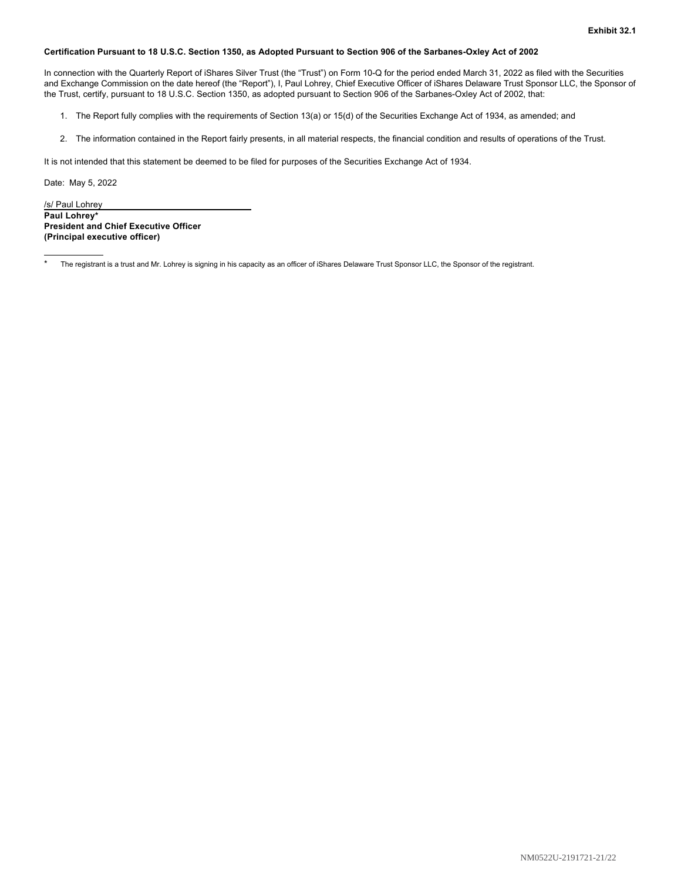**Exhibit 32.1**

**Certification Pursuant to 18 U.S.C. Section 1350, as Adopted Pursuant to Section 906 of the Sarbanes-Oxley Act of 2002**

In connection with the Quarterly Report of iShares Silver Trust (the "Trust") on Form 10-Q for the period ended March 31, 2022 as filed with the Securities and Exchange Commission on the date hereof (the "Report"), I, Paul Lohrey, Chief Executive Officer of iShares Delaware Trust Sponsor LLC, the Sponsor of the Trust, certify, pursuant to 18 U.S.C. Section 1350, as adopted pursuant to Section 906 of the Sarbanes-Oxley Act of 2002, that:

1. The Report fully complies with the requirements of Section 13(a) or 15(d) of the Securities Exchange Act of 1934, as amended; and
2. The information contained in the Report fairly presents, in all material respects, the financial condition and results of operations of the Trust.

It is not intended that this statement be deemed to be filed for purposes of the Securities Exchange Act of 1934.

Date: May 5, 2022

/s/ Paul Lohrey
**Paul Lohrey***
**President and Chief Executive Officer**
**(Principal executive officer)**

\* The registrant is a trust and Mr. Lohrey is signing in his capacity as an officer of iShares Delaware Trust Sponsor LLC, the Sponsor of the registrant.

NM0522U-2191721-21/22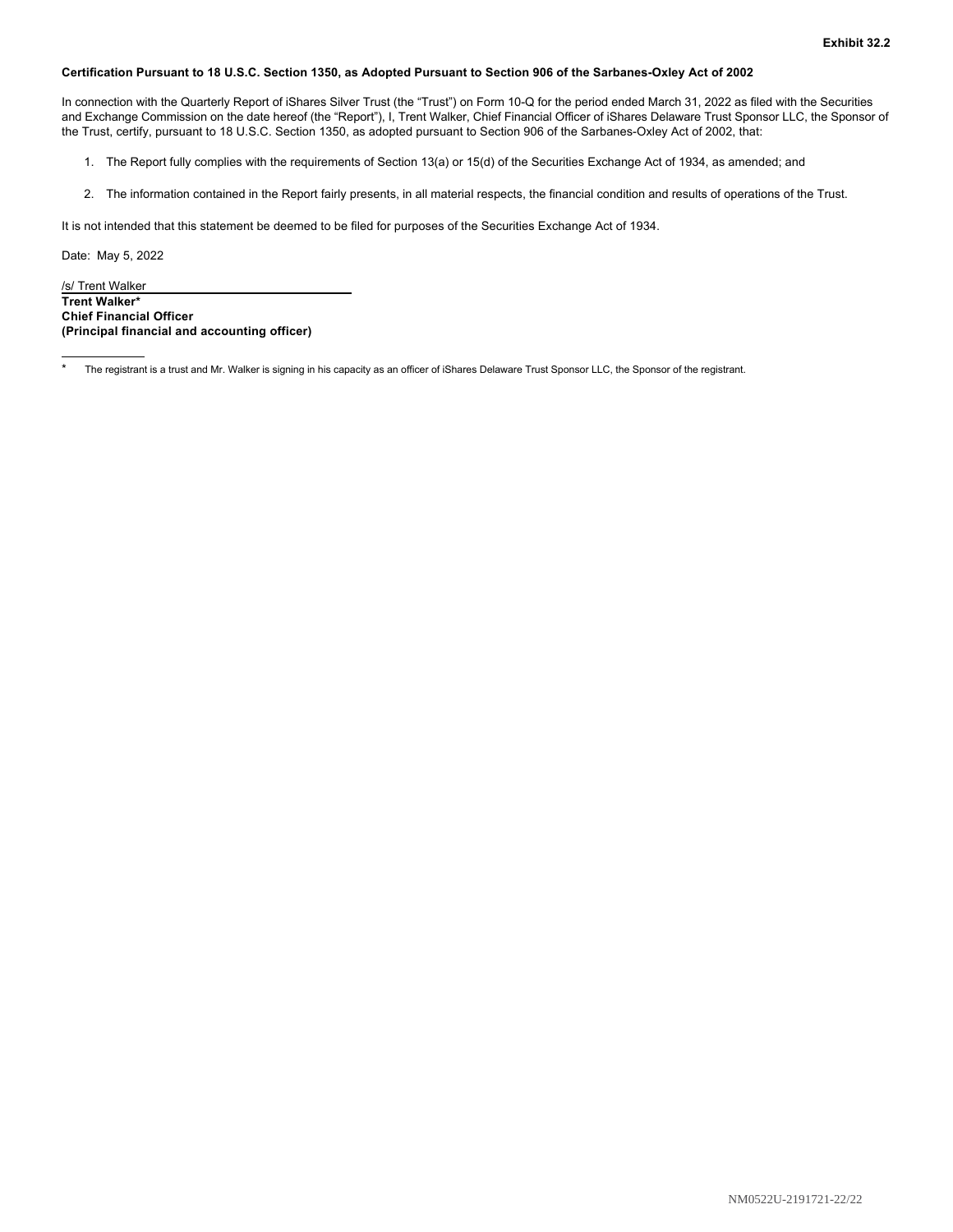**Exhibit 32.2**

**Certification Pursuant to 18 U.S.C. Section 1350, as Adopted Pursuant to Section 906 of the Sarbanes-Oxley Act of 2002**

In connection with the Quarterly Report of iShares Silver Trust (the "Trust") on Form 10-Q for the period ended March 31, 2022 as filed with the Securities and Exchange Commission on the date hereof (the "Report"), I, Trent Walker, Chief Financial Officer of iShares Delaware Trust Sponsor LLC, the Sponsor of the Trust, certify, pursuant to 18 U.S.C. Section 1350, as adopted pursuant to Section 906 of the Sarbanes-Oxley Act of 2002, that:

1. The Report fully complies with the requirements of Section 13(a) or 15(d) of the Securities Exchange Act of 1934, as amended; and
2. The information contained in the Report fairly presents, in all material respects, the financial condition and results of operations of the Trust.

It is not intended that this statement be deemed to be filed for purposes of the Securities Exchange Act of 1934.

Date: May 5, 2022

/s/ Trent Walker

**Trent Walker***
**Chief Financial Officer**
**(Principal financial and accounting officer)**

---

* The registrant is a trust and Mr. Walker is signing in his capacity as an officer of iShares Delaware Trust Sponsor LLC, the Sponsor of the registrant.

NM0522U-2191721-22/22